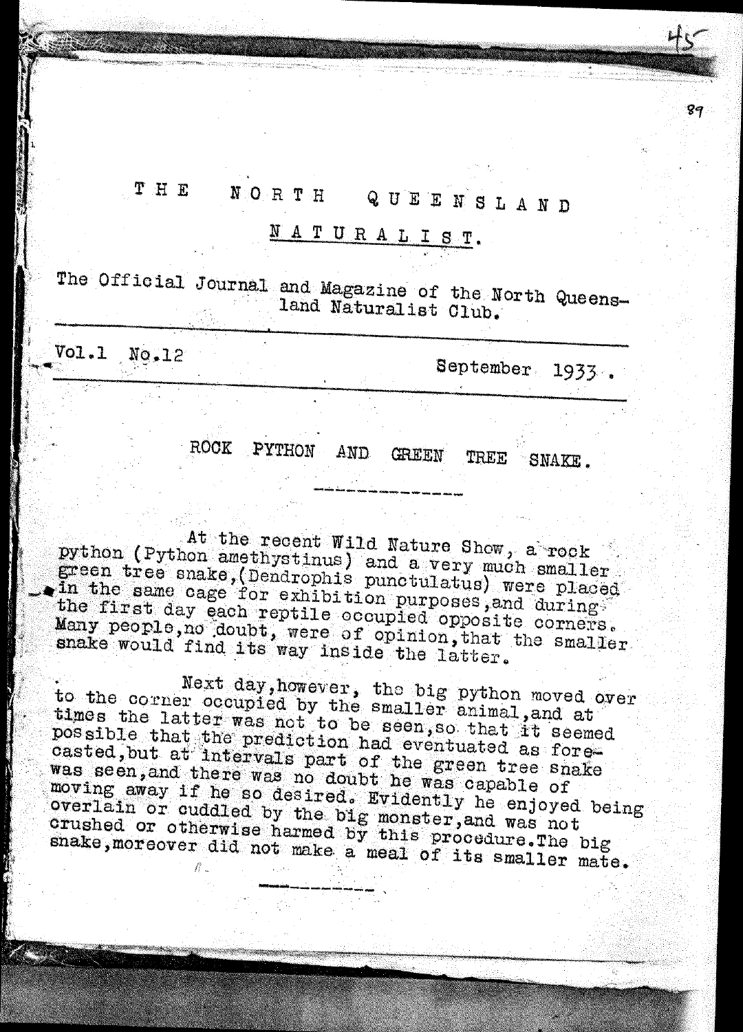# THE NORTH QUEENSLAND NATURALIST.

The Official Journal and Magazine of the North Queensland Naturalist Club.

Vol.1 No.12 September 1933.

## ROCK PYTHON AND GREEN TREE SNAKE.

At the recent Wild Nature Show, a rock python (Python amethystinus) and a very much smaller green tree snake,(Dendrophis punctulatus) were placed in the same cage for exhibition purposes,and during the first day each reptile occupied opposite corners. Many people,no doubt, were of opinion,that the smaller snake would find its way inside the latter.

Next day,however, the big python moved over to the corner occupied by the smaller animal,and at times the latter was not to be seen,so that it seemed possible that the prediction had eventuated as forecasted,but at intervals part of the green tree snake was seen,and there was no doubt he was capable of moving away if he so desired. Evidently he enjoyed being overlain or cuddled by the big monster,and was not crushed or otherwise harmed by this procedure.The big snake,moreover did not make a meal of its smaller mate.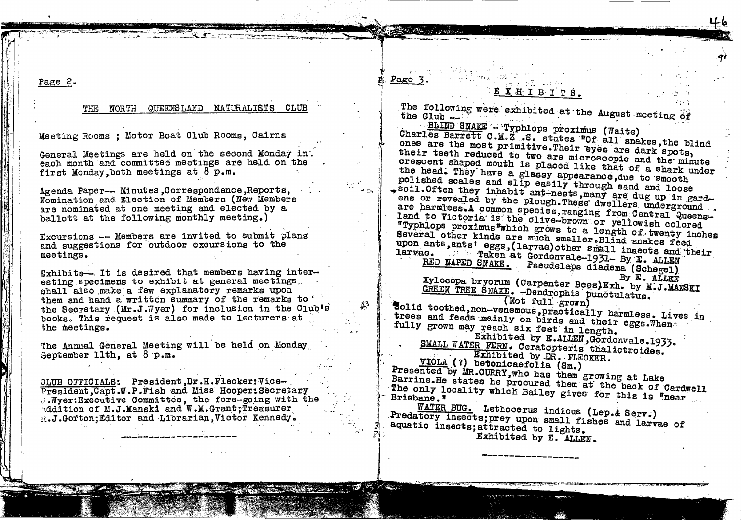Page 2.

## THE NORTH QUEENSLAND NATURALISTS CLUB

Meeting Rooms ; Motor Boat Club Rooms, Cairns

General Meetings are held on the second Monday in each month and committee meetings are held on the first Monday, both meetings at 8 p.m.

Agenda Paper— Minutes, Correspondence, Reports, Nomination and Election of Members (New Members are nominated at one meeting and elected by a ballott at the following monthly meeting.)

Excursions — Members are invited to submit plans and suggestions for outdoor excursions to the meetings.

Exhibits— It is desired that members having interesting specimens to exhibit at general meetings shall also make a few explanatory remarks upon them and hand a written summary of the remarks to the Secretary (Mr.J.Wyer) for inclusion in the Club's books. This request is also made to lecturers at the meetings.

The Annual General Meeting will be held on Monday September 11th, at 8 p.m.

CLUB OFFICIALS: President, Dr.H.Flecker: Vice-President, Capt.W.P.Fish and Miss Hooper: Secretary J.Wyer: Executive Committee, the fore-going with the addition of M.J.Manski and W.M.Grant; Treasurer R.J.Gorton; Editor and Librarian, Victor Kennedy.

---

Page 3.

## E X H I B I T S.

The following were exhibited at the August meeting of the Club —

BLIND SNAKE — Typhlops proximus (Waite)
Charles Barrett C.M.Z.S. states "Of all snakes, the blind ones are the most primitive. Their eyes are dark spots, their teeth reduced to two are microscopic and the minute crescent shaped mouth is placed like that of a shark under the head. They have a glassy appearance, due to smooth polished scales and slip easily through sand and loose soil. Often they inhabit ant-nests, many are dug up in gardens or revealed by the plough. These dwellers underground are harmless. A common species, ranging from Central Queensland to Victoria is the olive-brown or yellowish colored "Typhlops proximus" which grows to a length of twenty inches Several other kinds are much smaller. Blind snakes feed upon ants, ants' eggs, (larvae) other small insects and their larvae. Taken at Gordonvale-1931- By E. ALLEN

RED NAPED SNAKE. Pseudelaps diadema (Schegel)
By E. ALLEN

Xylocopa bryorum (Carpenter Bees) Exh. by M.J.MANSKI

GREEN TREE SNAKE. -Dendrophis punctulatus.
(Not full grown)
Solid toothed, non-venemous, practically harmless. Lives in trees and feeds mainly on birds and their eggs. When fully grown may reach six feet in length.
Exhibited by E.ALLEN, Gordonvale.1933.

SMALL WATER FERN. Ceratopteris thalictroides.
Exhibited by DR. FLECKER.

VIOLA (?) betonicaefolia (Sm.)
Presented by MR.CURRY, who has them growing at Lake Barrine. He states he procured them at the back of Cardwell The only locality which Bailey gives for this is "near Brisbane."

WATER BUG. Lethocerus indicus (Lep.& Serv.)
Predatory insects; prey upon small fishes and larvae of aquatic insects; attracted to lights.
Exhibited by E. ALLEN.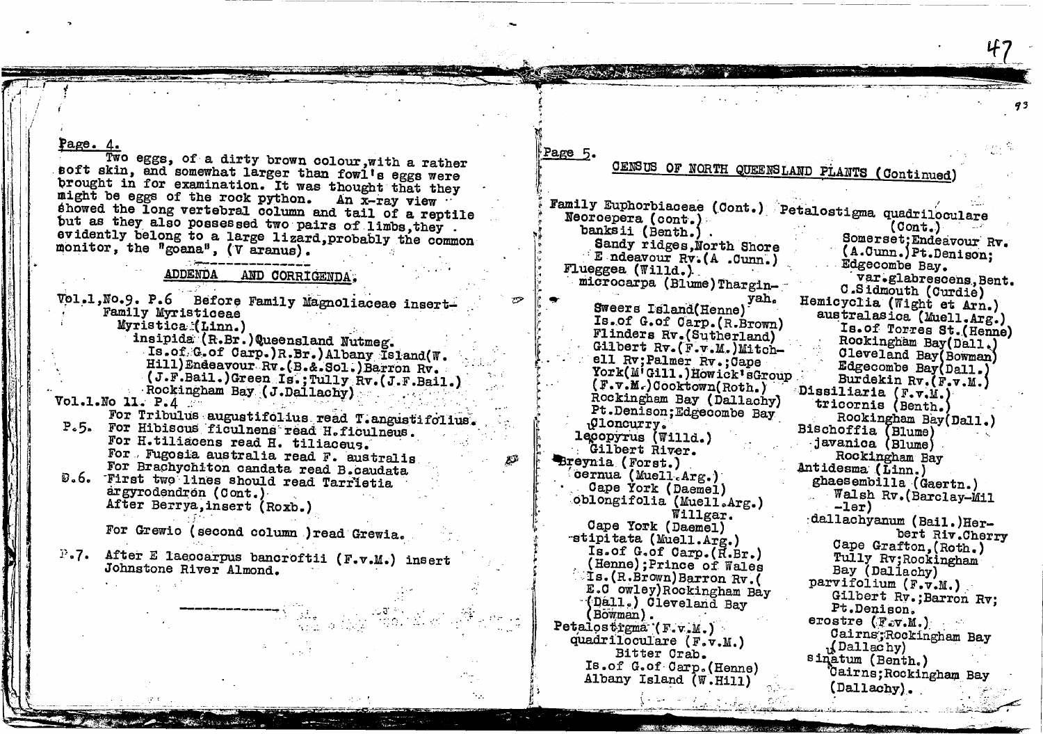Page. 4.

Two eggs, of a dirty brown colour, with a rather soft skin, and somewhat larger than fowl's eggs were brought in for examination. It was thought that they might be eggs of the rock python. An x-ray view showed the long vertebral column and tail of a reptile but as they also possessed two pairs of limbs, they evidently belong to a large lizard, probably the common monitor, the "goana", (V aranus).

## ADDENDA AND CORRIGENDA.

Vol.1, No.9. P.6 Before Family Magnoliaceae insert-
Family Myristiceae
Myristica (Linn.)
insipida (R.Br.) Queensland Nutmeg.
Is.of G.of Carp.)R.Br.) Albany Island(W. Hill) Endeavour Rv.(B.&.Sol.) Barron Rv. (J.F.Bail.) Green Is.; Tully Rv.(J.F.Bail.) Rockingham Bay (J.Dallachy)

Vol.1.No 11. P.4
For Tribulus augustifolius read T.angustifolius.
P.5. For Hibiscus ficulnens read H.ficulneus.
For H.tiliacens read H. tiliaceus.
For Fugosia australia read F. australis
For Brachychiton candata read B.caudata
P.6. First two lines should read Tarrietia argyrodendron (Cont.)
After Berrya, insert (Roxb.)

For Grewio (second column ) read Grewia.

P.7. After E laeocarpus bancroftii (F.v.M.) insert Johnstone River Almond.

---

Page 5.

## CENSUS OF NORTH QUEENSLAND PLANTS (Continued)

Family Euphorbiaceae (Cont.)
Neoroepera (cont.)
banksii (Benth.)
Sandy ridges, North Shore E ndeavour Rv.(A .Cunn.)
Flueggea (Willd.)
microcarpa (Blume) Thargin-yah.
Sweers Island(Henne)
Is.of G.of Carp.(R.Brown)
Flinders Rv.(Sutherland)
Gilbert Rv.(F.v.M.) Mitchell Rv; Palmer Rv.; Cape York(M'Gill.) Howick's Group (F.v.M.) Cooktown(Roth.)
Rockingham Bay (Dallachy)
Pt.Denison; Edgecombe Bay Cloncurry.
lecopyrus (Willd.)
Gilbert River.
Breynia (Forst.)
cernua (Muell.Arg.)
Cape York (Daemel)
oblongifolia (Muell.Arg.) Willgar.
Cape York (Daemel)
stipitata (Muell.Arg.)
Is.of G.of Carp.(R.Br.) (Henne); Prince of Wales Is.(R.Brown) Barron Rv.( E.C owley) Rockingham Bay (Dall.) Cleveland Bay (Bowman).
Petalostigma (F.v.M.)
quadriloculare (F.v.M.) Bitter Crab.
Is.of G.of Carp.(Henne)
Albany Island (W.Hill)

Petalostigma quadriloculare (Cont.)
Somerset; Endeavour Rv. (A.Cunn.) Pt.Denison; Edgecombe Bay.
var.glabrescens, Bent. C.Sidmouth (Curdie)
Hemicyclia (Wight et Arn.)
australasica (Muell.Arg.)
Is.of Torres St.(Henne)
Rockingham Bay(Dall.)
Cleveland Bay(Bowman)
Edgecombe Bay(Dall.)
Burdekin Rv.(F.v.M.)
Dissiliaria (F.v.M.)
tricornis (Benth.)
Rockingham Bay(Dall.)
Bischoffia (Blume)
javanica (Blume)
Rockingham Bay
Antidesma (Linn.)
ghaesembilla (Gaertn.)
Walsh Rv.(Barclay-Miller)
dallachyanum (Bail.) Herbert Riv.Cherry
Cape Grafton,(Roth.)
Tully Rv; Rockingham Bay (Dallachy)
parvifolium (F.v.M.)
Gilbert Rv.; Barron Rv; Pt.Denison.
erostre (F.v.M.)
Cairns; Rockingham Bay (Dallachy)
sinuatum (Benth.)
Cairns; Rockingham Bay (Dallachy).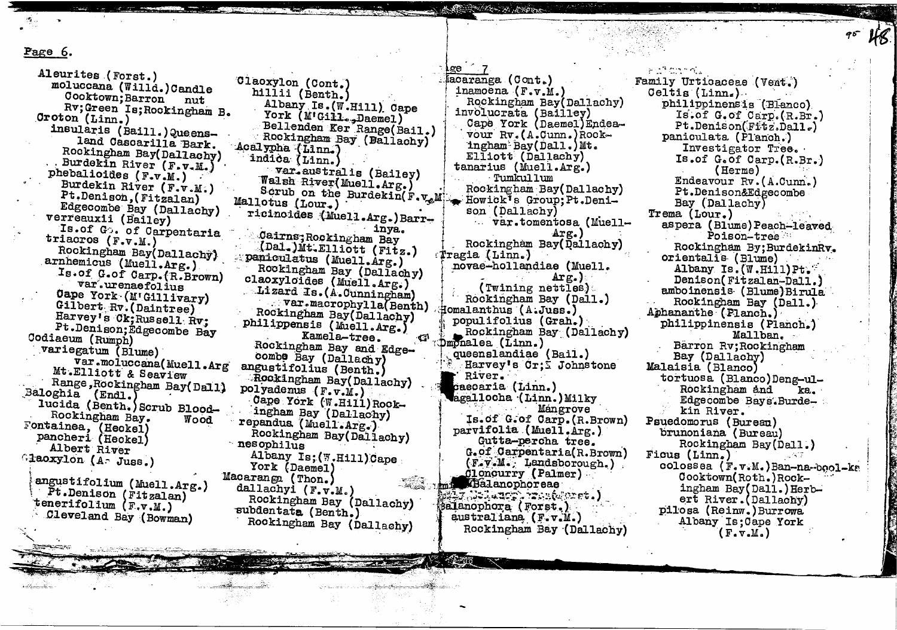Page 6.

Aleurites (Forst.)
moluccana (Willd.) Candle nut
Cooktown; Barron Rv; Green Is; Rockingham B.
Croton (Linn.)
insularis (Baill.) Queensland Cascarilla Bark.
Rockingham Bay (Dallachy)
Burdekin River (F.v.M.)
phebalioides (F.v.M.)
Burdekin River (F.v.M.)
Pt.Denison, (Fitzalan)
Edgecombe Bay (Dallachy)
verreauxii (Bailey)
Is.of G. of Carpentaria
triacros (F.v.M.)
Rockingham Bay (Dallachy)
arnhemicus (Muell.Arg.)
Is.of G.of Carp. (R.Brown)
var.urenaefolius
Cape York (M'Gillivary)
Gilbert Rv. (Daintree)
Harvey's Ck; Russell Rv;
Pt.Denison; Edgecombe Bay
Codiaeum (Rumph)
variegatum (Blume)
var.moluccana (Muell.Arg
Mt.Elliott & Seaview Range, Rockingham Bay (Dall)
Baloghia (Endl.)
lucida (Benth.) Scrub Blood-wood
Rockingham Bay.
Fontainea, (Heckel)
pancheri (Heckel)
Albert River
Claoxylon (A. Juss.)

angustifolium (Muell.Arg.)
Pt.Denison (Fitzalan)
tenerifolium (F.v.M.)
Cleveland Bay (Bowman)

Claoxylon (Cont.)
hillii (Benth.)
Albany Is. (W.Hill) Cape York (M'Gill., Daemel)
Bellenden Ker Range (Bail.)
Rockingham Bay (Dallachy)
Acalypha (Linn.)
indica (Linn.)
var.australis (Bailey)
Walsh River (Muell.Arg.)
Scrub on the Burdekin (F.v.M.)
Mallotus (Lour.)
ricinoides (Muell.Arg.) Barr-inya.
Cairns; Rockingham Bay (Dal.) Mt.Elliott (Fitz.)
paniculatus (Muell.Arg.)
Rockingham Bay (Dallachy)
claoxyloides (Muell.Arg.)
Lizard Is. (A.Cunningham)
var.macrophylla (Benth)
Rockingham Bay (Dallachy)
philippensis (Muell.Arg.)
Kamela-tree.
Rockingham Bay and Edgecombe Bay (Dallachy)
angustifolius (Benth.)
Rockingham Bay (Dallachy)
polyadenus (F.v.M.)
Cape York (W.Hill) Rockingham Bay (Dallachy)
repandus (Muell.Arg.)
Rockingham Bay (Dallachy)
nesophilus
Albany Is; (W.Hill) Cape York (Daemel)
Macaranga (Thon.)
dallachyi (F.v.M.)
Rockingham Bay (Dallachy)
subdentata (Benth.)
Rockingham Bay (Dallachy)

Page 7

Macaranga (Cont.)
inamoena (F.v.M.)
Rockingham Bay (Dallachy)
involucrata (Bailey)
Cape York (Daemel) Endeavour Rv. (A.Cunn.) Rockingham Bay (Dall.) Mt. Elliott (Dallachy)
tanarius (Muell.Arg.)
Tumkullum
Rockingham Bay (Dallachy)
Howick's Group; Pt.Denison (Dallachy)
var.tomentosa (Muell-Arg.)
Rockingham Bay (Dallachy)
Tragia (Linn.)
novae-hollandiae (Muell.Arg.)
(Twining nettles)
Rockingham Bay (Dall.)
Homalanthus (A.Juss.)
populifolius (Grah.)
Rockingham Bay (Dallachy)
Omphalea (Linn.)
queenslandiae (Bail.)
Harvey's Cr; Johnstone River.
Excaecaria (Linn.)
agallocha (Linn.) Milky Mangrove
Is.of G.of Carp. (R.Brown)
parvifolia (Muell.Arg.)
Gutta-percha tree.
G.of Carpentaria (R.Brown)
(F.v.M.; Landsborough.)
Cloncurry (Palmer)
Balanophoreae
...
Balanophora (Forst.)
australiana (F.v.M.)
Rockingham Bay (Dallachy)

Family Urticaceae (Vent.)
Celtis (Linn.)
philippinensis (Blanco)
Is.of G.of Carp. (R.Br.)
Pt.Denison (Fitz.Dall.)
paniculata (Planch.)
Investigator Tree.
Is.of G.of Carp. (R.Br.)
(Herme)
Endeavour Rv. (A.Cunn.)
Pt.Denison & Edgecombe Bay (Dallachy)
Trema (Lour.)
aspera (Blume) Peach-leaved Poison-tree
Rockingham By; Burdekin Rv.
orientalis (Blume)
Albany Is. (W.Hill) Pt. Denison (Fitzalan-Dall.)
amboinensis (Blume) Birula
Rockingham Bay (Dall.)
Aphananthe (Planch.)
philippinensis (Planch.)
Mallban.
Barron Rv; Rockingham Bay (Dallachy)
Malaisia (Blanco)
tortuosa (Blanco) Deng-ul-ka.
Rockingham and Edgecombe Bays. Burdekin River.
Psuedomorus (Bureau)
brunoniana (Bureau)
Rockingham Bay (Dall.)
Ficus (Linn.)
colossea (F.v.M.) Ban-na-bool-ka
Cooktown (Roth.) Rockingham Bay (Dall.) Herbert River. (Dallachy)
pilosa (Reinw.) Burrowa
Albany Is; Cape York (F.v.M.)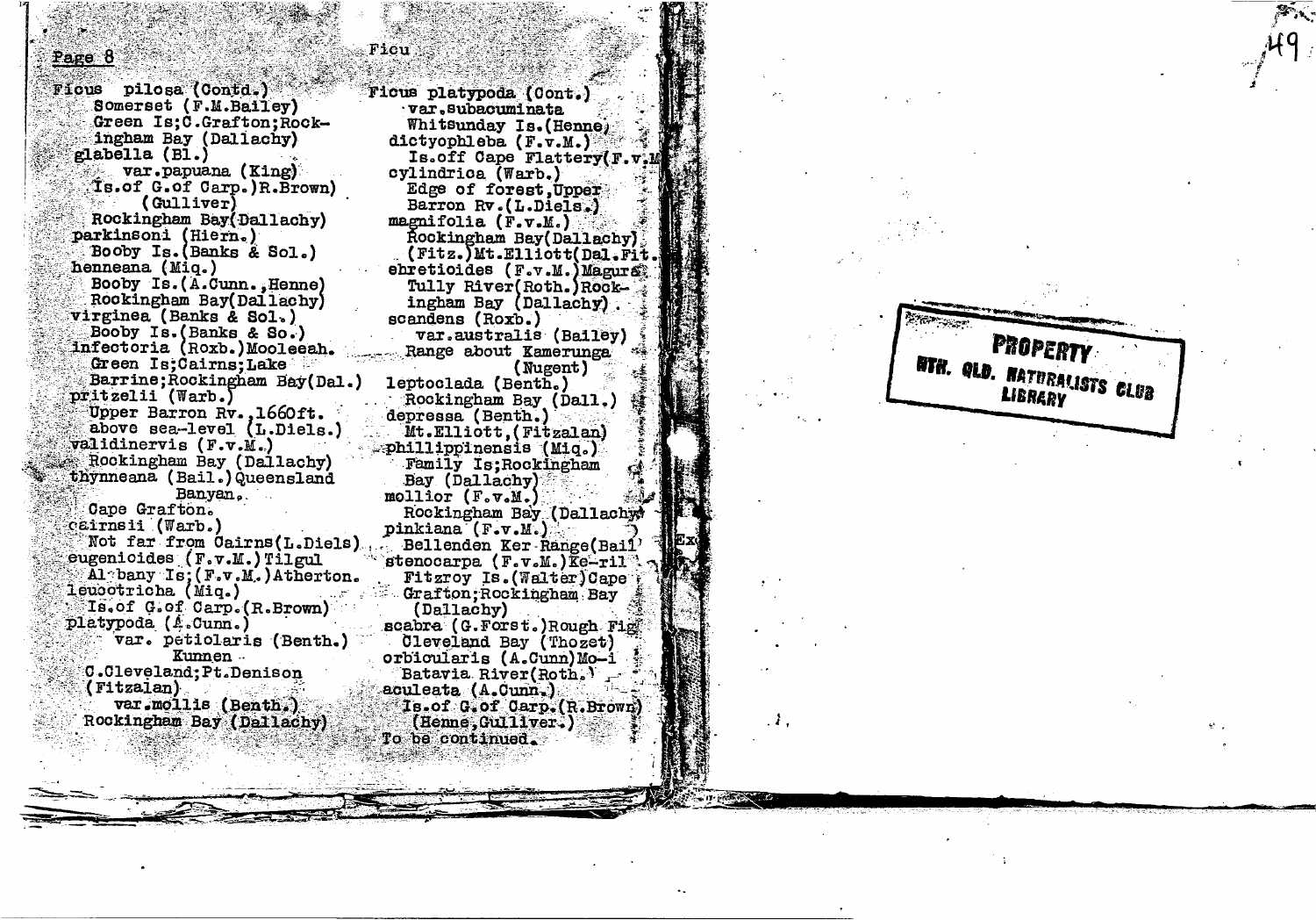Ficus pilosa (Contd.)
Somerset (F.M.Bailey)
Green Is;C.Grafton;Rockingham Bay (Dallachy)
glabella (Bl.)
var.papuana (King)
Is.of G.of Carp.)R.Brown)
(Gulliver)
Rockingham Bay(Dallachy)
parkinsoni (Hiern.)
Booby Is.(Banks & Sol.)
henneana (Miq.)
Booby Is.(A.Cunn.,Henne)
Rockingham Bay(Dallachy)
virginea (Banks & Sol.)
Booby Is.(Banks & So.)
infectoria (Roxb.)Mooleeah.
Green Is;Cairns;Lake Barrine;Rockingham Bay(Dal.)
pritzelii (Warb.)
Upper Barron Rv.,1660ft. above sea-level (L.Diels.)
validinervis (F.v.M.)
Rockingham Bay (Dallachy)
thynneana (Bail.)Queensland Banyan.
Cape Grafton.
cairnsii (Warb.)
Not far from Cairns(L.Diels)
eugenioides (F.v.M.)Tilgul
Albany Is;(F.v.M.)Atherton.
leucotricha (Miq.)
Is.of G.of Carp.(R.Brown)
platypoda (A.Cunn.)
var. petiolaris (Benth.)
Kunnen
C.Cleveland;Pt.Denison
(Fitzalan)
var.mollis (Benth.)
Rockingham Bay (Dallachy)

Ficus platypoda (Cont.)
var.subacuminata
Whitsunday Is.(Henne)
dictyophleba (F.v.M.)
Is.off Cape Flattery(F.v.M
cylindrica (Warb.)
Edge of forest,Upper Barron Rv.(L.Diels.)
magnifolia (F.v.M.)
Rockingham Bay(Dallachy)
(Fitz.)Mt.Elliott(Dal.Fit.
ehretioides (F.v.M.)Magura
Tully River(Roth.)Rockingham Bay (Dallachy).
scandens (Roxb.)
var.australis (Bailey)
Range about Kamerunga
(Nugent)
leptoclada (Benth.)
Rockingham Bay (Dall.)
depressa (Benth.)
Mt.Elliott,(Fitzalan)
phillippinensis (Miq.)
Family Is;Rockingham Bay (Dallachy)
mollior (F.v.M.)
Rockingham Bay (Dallachy)
pinkiana (F.v.M.)
Bellenden Ker Range(Bail)
stenocarpa (F.v.M.)Ke-ril
Fitzroy Is.(Walter)Cape Grafton;Rockingham Bay
(Dallachy)
scabra (G.Forst.)Rough Fig
Cleveland Bay (Thozet)
orbicularis (A.Cunn)Mo-i
Batavia River(Roth.)
aculeata (A.Cunn.)
Is.of G.of Carp.(R.Brown)
(Henne,Gulliver.)
To be continued.

PROPERTY
NTH. QLD. NATURALISTS CLUB
LIBRARY